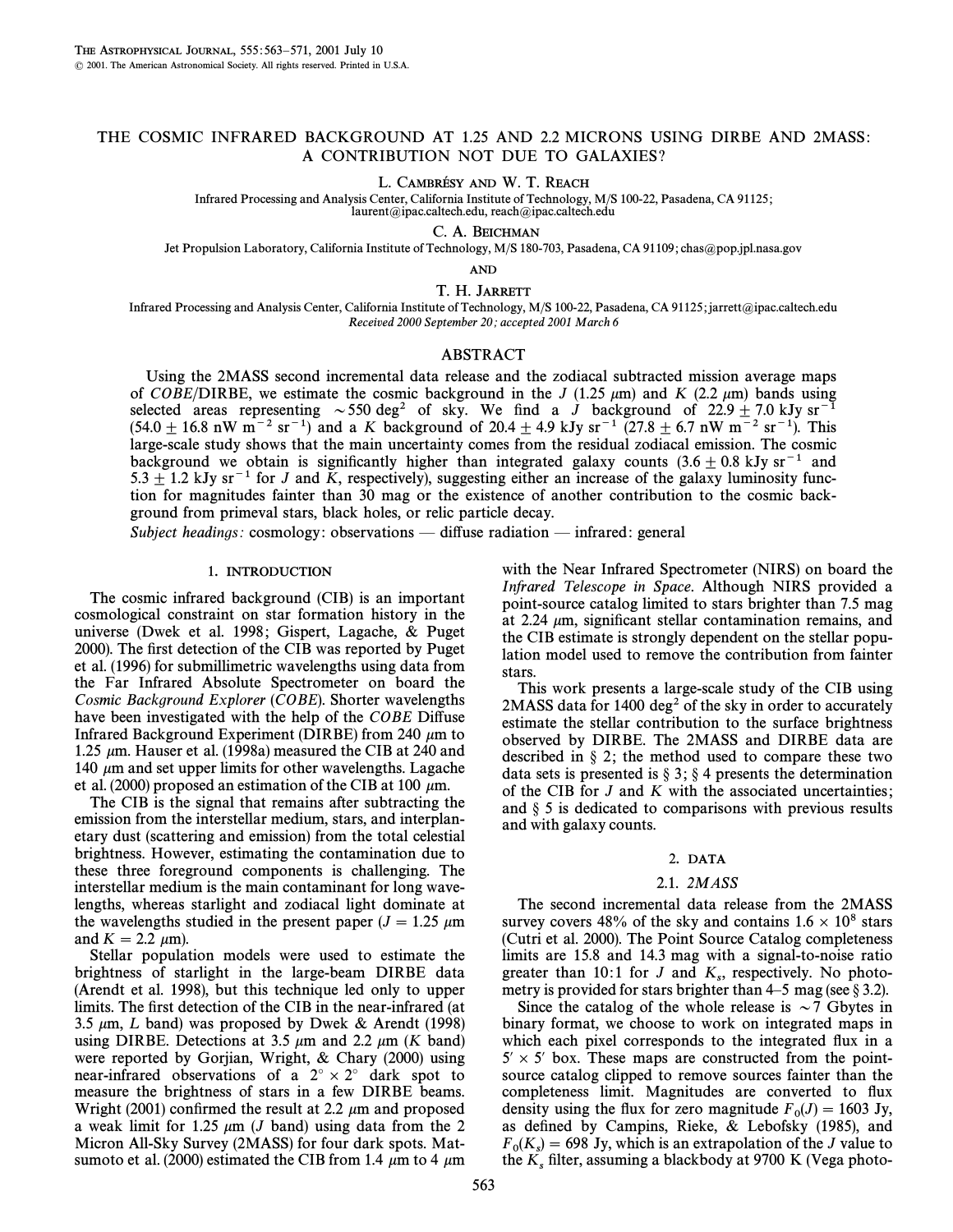# THE COSMIC INFRARED BACKGROUND AT 1.25 AND 2.2 MICRONS USING DIRBE AND 2MASS: A CONTRIBUTION NOT DUE TO GALAXIES?

L. Cambrésy and W. T. Reach

Infrared Processing and Analysis Center, California Institute of Technology, M/S 100-22, Pasadena, CA 91125; laurent@ipac.caltech.edu, reach@ipac.caltech.edu

C. A. Beichman

Jet Propulsion Laboratory, California Institute of Technology, M/S 180-703, Pasadena, CA 91109; chas@pop.jpl.nasa.gov

and

T. H. Jarrett

Infrared Processing and Analysis Center, California Institute of Technology, M/S 100-22, Pasadena, CA 91125; jarrett@ipac.caltech.edu

*Received 2000 September 20; accepted 2001 March 6*

## ABSTRACT

Using the 2MASS second incremental data release and the zodiacal subtracted mission average maps of *COBE*/DIRBE, we estimate the cosmic background in the $J$ (1.25 $\mu$m) and $K$ (2.2 $\mu$m) bands using selected areas representing $\sim 550$ deg$^2$ of sky. We find a $J$ background of $22.9 \pm 7.0$ kJy sr$^{-1}$ ($54.0 \pm 16.8$ nW m$^{-2}$ sr$^{-1}$) and a $K$ background of $20.4 \pm 4.9$ kJy sr$^{-1}$ ($27.8 \pm 6.7$ nW m$^{-2}$ sr$^{-1}$). This large-scale study shows that the main uncertainty comes from the residual zodiacal emission. The cosmic background we obtain is significantly higher than integrated galaxy counts ($3.6 \pm 0.8$ kJy sr$^{-1}$ and $5.3 \pm 1.2$ kJy sr$^{-1}$ for $J$ and $K$, respectively), suggesting either an increase of the galaxy luminosity function for magnitudes fainter than 30 mag or the existence of another contribution to the cosmic background from primeval stars, black holes, or relic particle decay.

*Subject headings:* cosmology: observations — diffuse radiation — infrared: general

## 1. INTRODUCTION

The cosmic infrared background (CIB) is an important cosmological constraint on star formation history in the universe (Dwek et al. 1998; Gispert, Lagache, & Puget 2000). The first detection of the CIB was reported by Puget et al. (1996) for submillimetric wavelengths using data from the Far Infrared Absolute Spectrometer on board the *Cosmic Background Explorer* (*COBE*). Shorter wavelengths have been investigated with the help of the *COBE* Diffuse Infrared Background Experiment (DIRBE) from 240 $\mu$m to 1.25 $\mu$m. Hauser et al. (1998a) measured the CIB at 240 and 140 $\mu$m and set upper limits for other wavelengths. Lagache et al. (2000) proposed an estimation of the CIB at 100 $\mu$m.

The CIB is the signal that remains after subtracting the emission from the interstellar medium, stars, and interplanetary dust (scattering and emission) from the total celestial brightness. However, estimating the contamination due to these three foreground components is challenging. The interstellar medium is the main contaminant for long wavelengths, whereas starlight and zodiacal light dominate at the wavelengths studied in the present paper ($J = 1.25$ $\mu$m and $K = 2.2$ $\mu$m).

Stellar population models were used to estimate the brightness of starlight in the large-beam DIRBE data (Arendt et al. 1998), but this technique led only to upper limits. The first detection of the CIB in the near-infrared (at 3.5 $\mu$m, $L$ band) was proposed by Dwek & Arendt (1998) using DIRBE. Detections at 3.5 $\mu$m and 2.2 $\mu$m ($K$ band) were reported by Gorjian, Wright, & Chary (2000) using near-infrared observations of a $2° \times 2°$ dark spot to measure the brightness of stars in a few DIRBE beams. Wright (2001) confirmed the result at 2.2 $\mu$m and proposed a weak limit for 1.25 $\mu$m ($J$ band) using data from the 2 Micron All-Sky Survey (2MASS) for four dark spots. Matsumoto et al. (2000) estimated the CIB from 1.4 $\mu$m to 4 $\mu$m with the Near Infrared Spectrometer (NIRS) on board the *Infrared Telescope in Space*. Although NIRS provided a point-source catalog limited to stars brighter than 7.5 mag at 2.24 $\mu$m, significant stellar contamination remains, and the CIB estimate is strongly dependent on the stellar population model used to remove the contribution from fainter stars.

This work presents a large-scale study of the CIB using 2MASS data for 1400 deg$^2$ of the sky in order to accurately estimate the stellar contribution to the surface brightness observed by DIRBE. The 2MASS and DIRBE data are described in § 2; the method used to compare these two data sets is presented is § 3; § 4 presents the determination of the CIB for $J$ and $K$ with the associated uncertainties; and § 5 is dedicated to comparisons with previous results and with galaxy counts.

## 2. DATA

### 2.1. *2MASS*

The second incremental data release from the 2MASS survey covers 48% of the sky and contains $1.6 \times 10^8$ stars (Cutri et al. 2000). The Point Source Catalog completeness limits are 15.8 and 14.3 mag with a signal-to-noise ratio greater than 10:1 for $J$ and $K_s$, respectively. No photometry is provided for stars brighter than 4–5 mag (see § 3.2).

Since the catalog of the whole release is $\sim 7$ Gbytes in binary format, we choose to work on integrated maps in which each pixel corresponds to the integrated flux in a $5' \times 5'$ box. These maps are constructed from the point-source catalog clipped to remove sources fainter than the completeness limit. Magnitudes are converted to flux density using the flux for zero magnitude $F_0(J) = 1603$ Jy, as defined by Campins, Rieke, & Lebofsky (1985), and $F_0(K_s) = 698$ Jy, which is an extrapolation of the $J$ value to the $K_s$ filter, assuming a blackbody at 9700 K (Vega photo-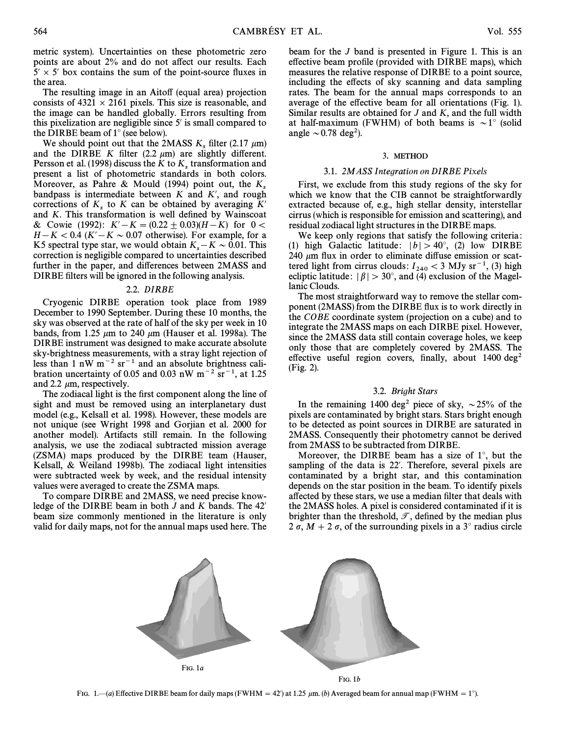metric system). Uncertainties on these photometric zero points are about 2% and do not affect our results. Each $5' \times 5'$ box contains the sum of the point-source fluxes in the area.

The resulting image in an Aitoff (equal area) projection consists of $4321 \times 2161$ pixels. This size is reasonable, and the image can be handled globally. Errors resulting from this pixelization are negligible since $5'$ is small compared to the DIRBE beam of $1°$ (see below).

We should point out that the 2MASS $K_s$ filter (2.17 $\mu$m) and the DIRBE $K$ filter (2.2 $\mu$m) are slightly different. Persson et al. (1998) discuss the $K$ to $K_s$ transformation and present a list of photometric standards in both colors. Moreover, as Pahre & Mould (1994) point out, the $K_s$ bandpass is intermediate between $K$ and $K'$, and rough corrections of $K_s$ to $K$ can be obtained by averaging $K'$ and $K$. This transformation is well defined by Wainscoat & Cowie (1992): $K' - K = (0.22 \pm 0.03)(H - K)$ for $0 < H - K < 0.4$ ($K' - K \sim 0.07$ otherwise). For example, for a K5 spectral type star, we would obtain $K_s - K \sim 0.01$. This correction is negligible compared to uncertainties described further in the paper, and differences between 2MASS and DIRBE filters will be ignored in the following analysis.

### 2.2. *DIRBE*

Cryogenic DIRBE operation took place from 1989 December to 1990 September. During these 10 months, the sky was observed at the rate of half of the sky per week in 10 bands, from 1.25 $\mu$m to 240 $\mu$m (Hauser et al. 1998a). The DIRBE instrument was designed to make accurate absolute sky-brightness measurements, with a stray light rejection of less than 1 nW $m^{-2}$ $sr^{-1}$ and an absolute brightness calibration uncertainty of 0.05 and 0.03 nW $m^{-2}$ $sr^{-1}$, at 1.25 and 2.2 $\mu$m, respectively.

The zodiacal light is the first component along the line of sight and must be removed using an interplanetary dust model (e.g., Kelsall et al. 1998). However, these models are not unique (see Wright 1998 and Gorjian et al. 2000 for another model). Artifacts still remain. In the following analysis, we use the zodiacal subtracted mission average (ZSMA) maps produced by the DIRBE team (Hauser, Kelsall, & Weiland 1998b). The zodiacal light intensities were subtracted week by week, and the residual intensity values were averaged to create the ZSMA maps.

To compare DIRBE and 2MASS, we need precise knowledge of the DIRBE beam in both $J$ and $K$ bands. The $42'$ beam size commonly mentioned in the literature is only valid for daily maps, not for the annual maps used here. The beam for the $J$ band is presented in Figure 1. This is an effective beam profile (provided with DIRBE maps), which measures the relative response of DIRBE to a point source, including the effects of sky scanning and data sampling rates. The beam for the annual maps corresponds to an average of the effective beam for all orientations (Fig. 1). Similar results are obtained for $J$ and $K$, and the full width at half-maximum (FWHM) of both beams is $\sim 1°$ (solid angle $\sim 0.78$ $deg^2$).

## 3. METHOD

### 3.1. *2MASS Integration on DIRBE Pixels*

First, we exclude from this study regions of the sky for which we know that the CIB cannot be straightforwardly extracted because of, e.g., high stellar density, interstellar cirrus (which is responsible for emission and scattering), and residual zodiacal light structures in the DIRBE maps.

We keep only regions that satisfy the following criteria: (1) high Galactic latitude: $|b| > 40°$, (2) low DIRBE 240 $\mu$m flux in order to eliminate diffuse emission or scattered light from cirrus clouds: $I_{240} < 3$ MJy $sr^{-1}$, (3) high ecliptic latitude: $|\beta| > 30°$, and (4) exclusion of the Magellanic Clouds.

The most straightforward way to remove the stellar component (2MASS) from the DIRBE flux is to work directly in the *COBE* coordinate system (projection on a cube) and to integrate the 2MASS maps on each DIRBE pixel. However, since the 2MASS data still contain coverage holes, we keep only those that are completely covered by 2MASS. The effective useful region covers, finally, about 1400 $deg^2$ (Fig. 2).

### 3.2. *Bright Stars*

In the remaining 1400 $deg^2$ piece of sky, $\sim 25\%$ of the pixels are contaminated by bright stars. Stars bright enough to be detected as point sources in DIRBE are saturated in 2MASS. Consequently their photometry cannot be derived from 2MASS to be subtracted from DIRBE.

Moreover, the DIRBE beam has a size of $1°$, but the sampling of the data is $22'$. Therefore, several pixels are contaminated by a bright star, and this contamination depends on the star position in the beam. To identify pixels affected by these stars, we use a median filter that deals with the 2MASS holes. A pixel is considered contaminated if it is brighter than the threshold, $\mathcal{T}$, defined by the median plus $2\,\sigma$, $M + 2\,\sigma$, of the surrounding pixels in a $3°$ radius circle

FIG. 1*a*

FIG. 1*b*

FIG. 1.—(*a*) Effective DIRBE beam for daily maps (FWHM = $42'$) at 1.25 $\mu$m. (*b*) Averaged beam for annual map (FWHM = $1°$).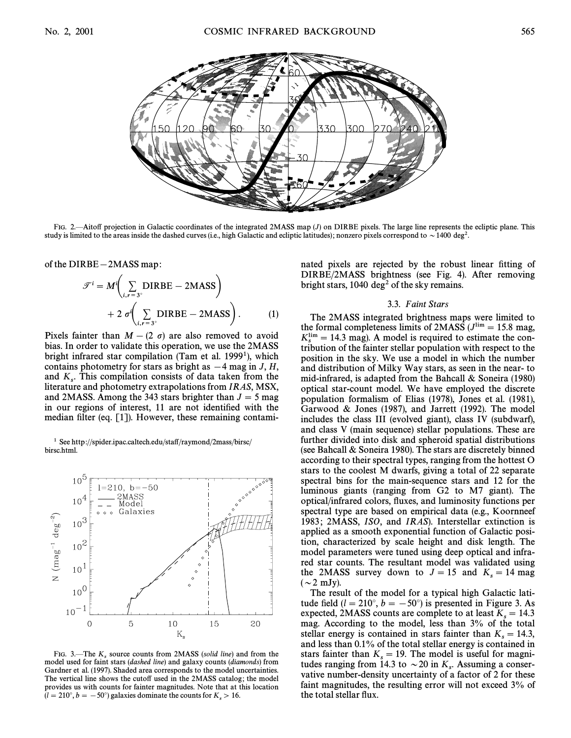FIG. 2.—Aitoff projection in Galactic coordinates of the integrated 2MASS map (*J*) on DIRBE pixels. The large line represents the ecliptic plane. This study is limited to the areas inside the dashed curves (i.e., high Galactic and ecliptic latitudes); nonzero pixels correspond to $\sim 1400$ deg$^2$.

of the DIRBE − 2MASS map:

$$\mathcal{T}^i = M^i\left(\sum_{i,r=3^\circ} \text{DIRBE} - \text{2MASS}\right) + 2\,\sigma^i\left(\sum_{i,r=3^\circ} \text{DIRBE} - \text{2MASS}\right). \quad (1)$$

Pixels fainter than $M - (2\,\sigma)$ are also removed to avoid bias. In order to validate this operation, we use the 2MASS bright infrared star compilation (Tam et al. 1999[1]), which contains photometry for stars as bright as −4 mag in *J*, *H*, and $K_s$. This compilation consists of data taken from the literature and photometry extrapolations from *IRAS*, MSX, and 2MASS. Among the 343 stars brighter than $J = 5$ mag in our regions of interest, 11 are not identified with the median filter (eq. [1]). However, these remaining contaminated pixels are rejected by the robust linear fitting of DIRBE/2MASS brightness (see Fig. 4). After removing bright stars, 1040 deg$^2$ of the sky remains.

[1] See http://spider.ipac.caltech.edu/staff/raymond/2mass/birsc/birsc.html.

FIG. 3.—The $K_s$ source counts from 2MASS (*solid line*) and from the model used for faint stars (*dashed line*) and galaxy counts (*diamonds*) from Gardner et al. (1997). Shaded area corresponds to the model uncertainties. The vertical line shows the cutoff used in the 2MASS catalog; the model provides us with counts for fainter magnitudes. Note that at this location ($l = 210°$, $b = -50°$) galaxies dominate the counts for $K_s > 16$.

### 3.3. *Faint Stars*

The 2MASS integrated brightness maps were limited to the formal completeness limits of 2MASS ($J^{\rm lim} = 15.8$ mag, $K_s^{\rm lim} = 14.3$ mag). A model is required to estimate the contribution of the fainter stellar population with respect to the position in the sky. We use a model in which the number and distribution of Milky Way stars, as seen in the near- to mid-infrared, is adapted from the Bahcall & Soneira (1980) optical star-count model. We have employed the discrete population formalism of Elias (1978), Jones et al. (1981), Garwood & Jones (1987), and Jarrett (1992). The model includes the class III (evolved giant), class IV (subdwarf), and class V (main sequence) stellar populations. These are further divided into disk and spheroid spatial distributions (see Bahcall & Soneira 1980). The stars are discretely binned according to their spectral types, ranging from the hottest O stars to the coolest M dwarfs, giving a total of 22 separate spectral bins for the main-sequence stars and 12 for the luminous giants (ranging from G2 to M7 giant). The optical/infrared colors, fluxes, and luminosity functions per spectral type are based on empirical data (e.g., Koornneef 1983; 2MASS, *ISO*, and *IRAS*). Interstellar extinction is applied as a smooth exponential function of Galactic position, characterized by scale height and disk length. The model parameters were tuned using deep optical and infrared star counts. The resultant model was validated using the 2MASS survey down to $J = 15$ and $K_s = 14$ mag ($\sim 2$ mJy).

The result of the model for a typical high Galactic latitude field ($l = 210°$, $b = -50°$) is presented in Figure 3. As expected, 2MASS counts are complete to at least $K_s = 14.3$ mag. According to the model, less than 3% of the total stellar energy is contained in stars fainter than $K_s = 14.3$, and less than 0.1% of the total stellar energy is contained in stars fainter than $K_s = 19$. The model is useful for magnitudes ranging from 14.3 to $\sim 20$ in $K_s$. Assuming a conservative number-density uncertainty of a factor of 2 for these faint magnitudes, the resulting error will not exceed 3% of the total stellar flux.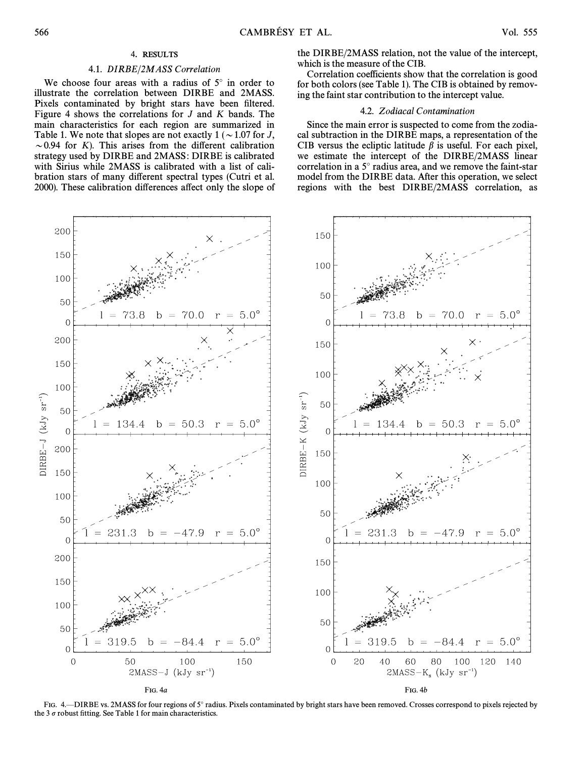## 4. RESULTS

### 4.1. *DIRBE/2MASS Correlation*

We choose four areas with a radius of 5° in order to illustrate the correlation between DIRBE and 2MASS. Pixels contaminated by bright stars have been filtered. Figure 4 shows the correlations for $J$ and $K$ bands. The main characteristics for each region are summarized in Table 1. We note that slopes are not exactly 1 ($\sim 1.07$ for $J$, $\sim 0.94$ for $K$). This arises from the different calibration strategy used by DIRBE and 2MASS: DIRBE is calibrated with Sirius while 2MASS is calibrated with a list of calibration stars of many different spectral types (Cutri et al. 2000). These calibration differences affect only the slope of the DIRBE/2MASS relation, not the value of the intercept, which is the measure of the CIB.

Correlation coefficients show that the correlation is good for both colors (see Table 1). The CIB is obtained by removing the faint star contribution to the intercept value.

### 4.2. *Zodiacal Contamination*

Since the main error is suspected to come from the zodiacal subtraction in the DIRBE maps, a representation of the CIB versus the ecliptic latitude $\beta$ is useful. For each pixel, we estimate the intercept of the DIRBE/2MASS linear correlation in a 5° radius area, and we remove the faint-star model from the DIRBE data. After this operation, we select regions with the best DIRBE/2MASS correlation, as

FIG. 4*a* FIG. 4*b*

FIG. 4.—DIRBE vs. 2MASS for four regions of 5° radius. Pixels contaminated by bright stars have been removed. Crosses correspond to pixels rejected by the 3 $\sigma$ robust fitting. See Table 1 for main characteristics.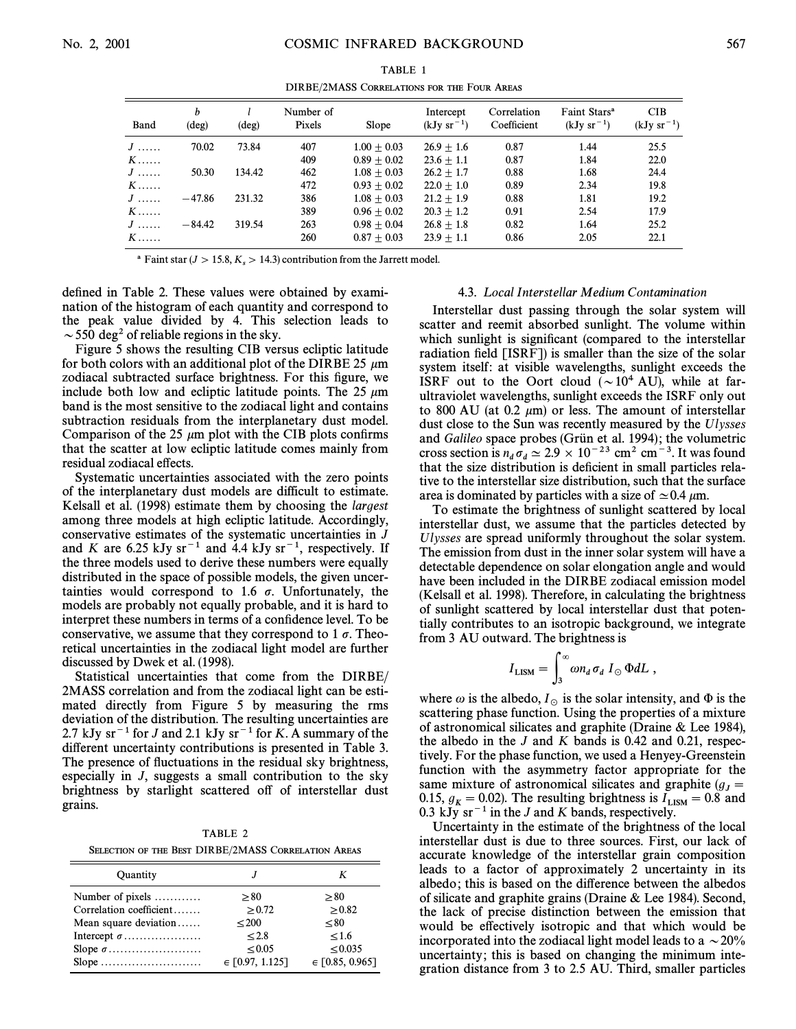TABLE 1

DIRBE/2MASS CORRELATIONS FOR THE FOUR AREAS

| Band | b (deg) | l (deg) | Number of Pixels | Slope | Intercept (kJy sr$^{-1}$) | Correlation Coefficient | Faint Stars[a] (kJy sr$^{-1}$) | CIB (kJy sr$^{-1}$) |
|---|---|---|---|---|---|---|---|---|
| J ...... | 70.02 | 73.84 | 407 | 1.00 ± 0.03 | 26.9 ± 1.6 | 0.87 | 1.44 | 25.5 |
| K...... | | | 409 | 0.89 ± 0.02 | 23.6 ± 1.1 | 0.87 | 1.84 | 22.0 |
| J ...... | 50.30 | 134.42 | 462 | 1.08 ± 0.03 | 26.2 ± 1.7 | 0.88 | 1.68 | 24.4 |
| K...... | | | 472 | 0.93 ± 0.02 | 22.0 ± 1.0 | 0.89 | 2.34 | 19.8 |
| J ...... | −47.86 | 231.32 | 386 | 1.08 ± 0.03 | 21.2 ± 1.9 | 0.88 | 1.81 | 19.2 |
| K...... | | | 389 | 0.96 ± 0.02 | 20.3 ± 1.2 | 0.91 | 2.54 | 17.9 |
| J ...... | −84.42 | 319.54 | 263 | 0.98 ± 0.04 | 26.8 ± 1.8 | 0.82 | 1.64 | 25.2 |
| K...... | | | 260 | 0.87 ± 0.03 | 23.9 ± 1.1 | 0.86 | 2.05 | 22.1 |

[a] Faint star ($J > 15.8$, $K_s > 14.3$) contribution from the Jarrett model.

defined in Table 2. These values were obtained by examination of the histogram of each quantity and correspond to the peak value divided by 4. This selection leads to $\sim 550$ deg$^2$ of reliable regions in the sky.

Figure 5 shows the resulting CIB versus ecliptic latitude for both colors with an additional plot of the DIRBE 25 μm zodiacal subtracted surface brightness. For this figure, we include both low and ecliptic latitude points. The 25 μm band is the most sensitive to the zodiacal light and contains subtraction residuals from the interplanetary dust model. Comparison of the 25 μm plot with the CIB plots confirms that the scatter at low ecliptic latitude comes mainly from residual zodiacal effects.

Systematic uncertainties associated with the zero points of the interplanetary dust models are difficult to estimate. Kelsall et al. (1998) estimate them by choosing the *largest* among three models at high ecliptic latitude. Accordingly, conservative estimates of the systematic uncertainties in J and K are 6.25 kJy sr$^{-1}$ and 4.4 kJy sr$^{-1}$, respectively. If the three models used to derive these numbers were equally distributed in the space of possible models, the given uncertainties would correspond to 1.6 $\sigma$. Unfortunately, the models are probably not equally probable, and it is hard to interpret these numbers in terms of a confidence level. To be conservative, we assume that they correspond to 1 $\sigma$. Theoretical uncertainties in the zodiacal light model are further discussed by Dwek et al. (1998).

Statistical uncertainties that come from the DIRBE/2MASS correlation and from the zodiacal light can be estimated directly from Figure 5 by measuring the rms deviation of the distribution. The resulting uncertainties are 2.7 kJy sr$^{-1}$ for J and 2.1 kJy sr$^{-1}$ for K. A summary of the different uncertainty contributions is presented in Table 3. The presence of fluctuations in the residual sky brightness, especially in J, suggests a small contribution to the sky brightness by starlight scattered off of interstellar dust grains.

TABLE 2

SELECTION OF THE BEST DIRBE/2MASS CORRELATION AREAS

| Quantity | J | K |
|---|---|---|
| Number of pixels ............ | ≥80 | ≥80 |
| Correlation coefficient....... | ≥0.72 | ≥0.82 |
| Mean square deviation...... | ≤200 | ≤80 |
| Intercept $\sigma$.................... | ≤2.8 | ≤1.6 |
| Slope $\sigma$........................ | ≤0.05 | ≤0.035 |
| Slope .......................... | ∈ [0.97, 1.125] | ∈ [0.85, 0.965] |

### 4.3. *Local Interstellar Medium Contamination*

Interstellar dust passing through the solar system will scatter and reemit absorbed sunlight. The volume within which sunlight is significant (compared to the interstellar radiation field [ISRF]) is smaller than the size of the solar system itself: at visible wavelengths, sunlight exceeds the ISRF out to the Oort cloud ($\sim 10^4$ AU), while at far-ultraviolet wavelengths, sunlight exceeds the ISRF only out to 800 AU (at 0.2 μm) or less. The amount of interstellar dust close to the Sun was recently measured by the *Ulysses* and *Galileo* space probes (Grün et al. 1994); the volumetric cross section is $n_d \sigma_d \simeq 2.9 \times 10^{-23}$ cm$^2$ cm$^{-3}$. It was found that the size distribution is deficient in small particles relative to the interstellar size distribution, such that the surface area is dominated by particles with a size of $\simeq 0.4$ μm.

To estimate the brightness of sunlight scattered by local interstellar dust, we assume that the particles detected by *Ulysses* are spread uniformly throughout the solar system. The emission from dust in the inner solar system will have a detectable dependence on solar elongation angle and would have been included in the DIRBE zodiacal emission model (Kelsall et al. 1998). Therefore, in calculating the brightness of sunlight scattered by local interstellar dust that potentially contributes to an isotropic background, we integrate from 3 AU outward. The brightness is

$$I_{\rm LISM} = \int_3^\infty \omega n_d \sigma_d I_\odot \Phi dL ,$$

where $\omega$ is the albedo, $I_\odot$ is the solar intensity, and $\Phi$ is the scattering phase function. Using the properties of a mixture of astronomical silicates and graphite (Draine & Lee 1984), the albedo in the J and K bands is 0.42 and 0.21, respectively. For the phase function, we used a Henyey-Greenstein function with the asymmetry factor appropriate for the same mixture of astronomical silicates and graphite ($g_J = 0.15$, $g_K = 0.02$). The resulting brightness is $I_{\rm LISM} = 0.8$ and 0.3 kJy sr$^{-1}$ in the J and K bands, respectively.

Uncertainty in the estimate of the brightness of the local interstellar dust is due to three sources. First, our lack of accurate knowledge of the interstellar grain composition leads to a factor of approximately 2 uncertainty in its albedo; this is based on the difference between the albedos of silicate and graphite grains (Draine & Lee 1984). Second, the lack of precise distinction between the emission that would be effectively isotropic and that which would be incorporated into the zodiacal light model leads to a $\sim 20$% uncertainty; this is based on changing the minimum integration distance from 3 to 2.5 AU. Third, smaller particles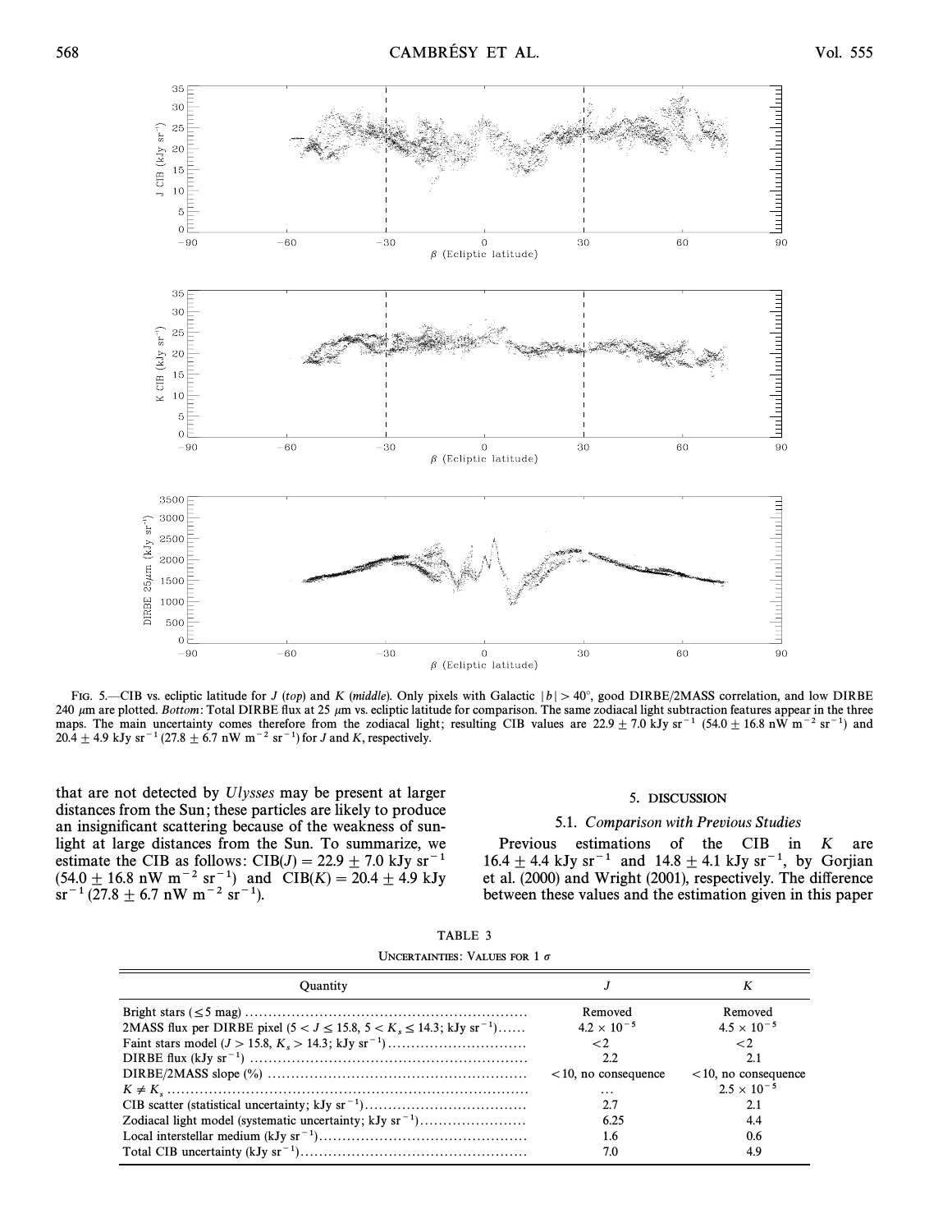FIG. 5.—CIB vs. ecliptic latitude for $J$ (*top*) and $K$ (*middle*). Only pixels with Galactic $|b| > 40°$, good DIRBE/2MASS correlation, and low DIRBE 240 μm are plotted. *Bottom*: Total DIRBE flux at 25 μm vs. ecliptic latitude for comparison. The same zodiacal light subtraction features appear in the three maps. The main uncertainty comes therefore from the zodiacal light; resulting CIB values are $22.9 \pm 7.0$ kJy sr$^{-1}$ ($54.0 \pm 16.8$ nW m$^{-2}$ sr$^{-1}$) and $20.4 \pm 4.9$ kJy sr$^{-1}$ ($27.8 \pm 6.7$ nW m$^{-2}$ sr$^{-1}$) for $J$ and $K$, respectively.

that are not detected by *Ulysses* may be present at larger distances from the Sun; these particles are likely to produce an insignificant scattering because of the weakness of sunlight at large distances from the Sun. To summarize, we estimate the CIB as follows: CIB($J$) = $22.9 \pm 7.0$ kJy sr$^{-1}$ ($54.0 \pm 16.8$ nW m$^{-2}$ sr$^{-1}$) and CIB($K$) = $20.4 \pm 4.9$ kJy sr$^{-1}$ ($27.8 \pm 6.7$ nW m$^{-2}$ sr$^{-1}$).

## 5. DISCUSSION

### 5.1. *Comparison with Previous Studies*

Previous estimations of the CIB in $K$ are $16.4 \pm 4.4$ kJy sr$^{-1}$ and $14.8 \pm 4.1$ kJy sr$^{-1}$, by Gorjian et al. (2000) and Wright (2001), respectively. The difference between these values and the estimation given in this paper

TABLE 3

UNCERTAINTIES: VALUES FOR 1 σ

| Quantity | $J$ | $K$ |
|---|---|---|
| Bright stars (≤5 mag) | Removed | Removed |
| 2MASS flux per DIRBE pixel ($5 < J \leq 15.8$, $5 < K_s \leq 14.3$; kJy sr$^{-1}$) | $4.2 \times 10^{-5}$ | $4.5 \times 10^{-5}$ |
| Faint stars model ($J > 15.8$, $K_s > 14.3$; kJy sr$^{-1}$) | <2 | <2 |
| DIRBE flux (kJy sr$^{-1}$) | 2.2 | 2.1 |
| DIRBE/2MASS slope (%) | <10, no consequence | <10, no consequence |
| $K \neq K_s$ | ... | $2.5 \times 10^{-5}$ |
| CIB scatter (statistical uncertainty; kJy sr$^{-1}$) | 2.7 | 2.1 |
| Zodiacal light model (systematic uncertainty; kJy sr$^{-1}$) | 6.25 | 4.4 |
| Local interstellar medium (kJy sr$^{-1}$) | 1.6 | 0.6 |
| Total CIB uncertainty (kJy sr$^{-1}$) | 7.0 | 4.9 |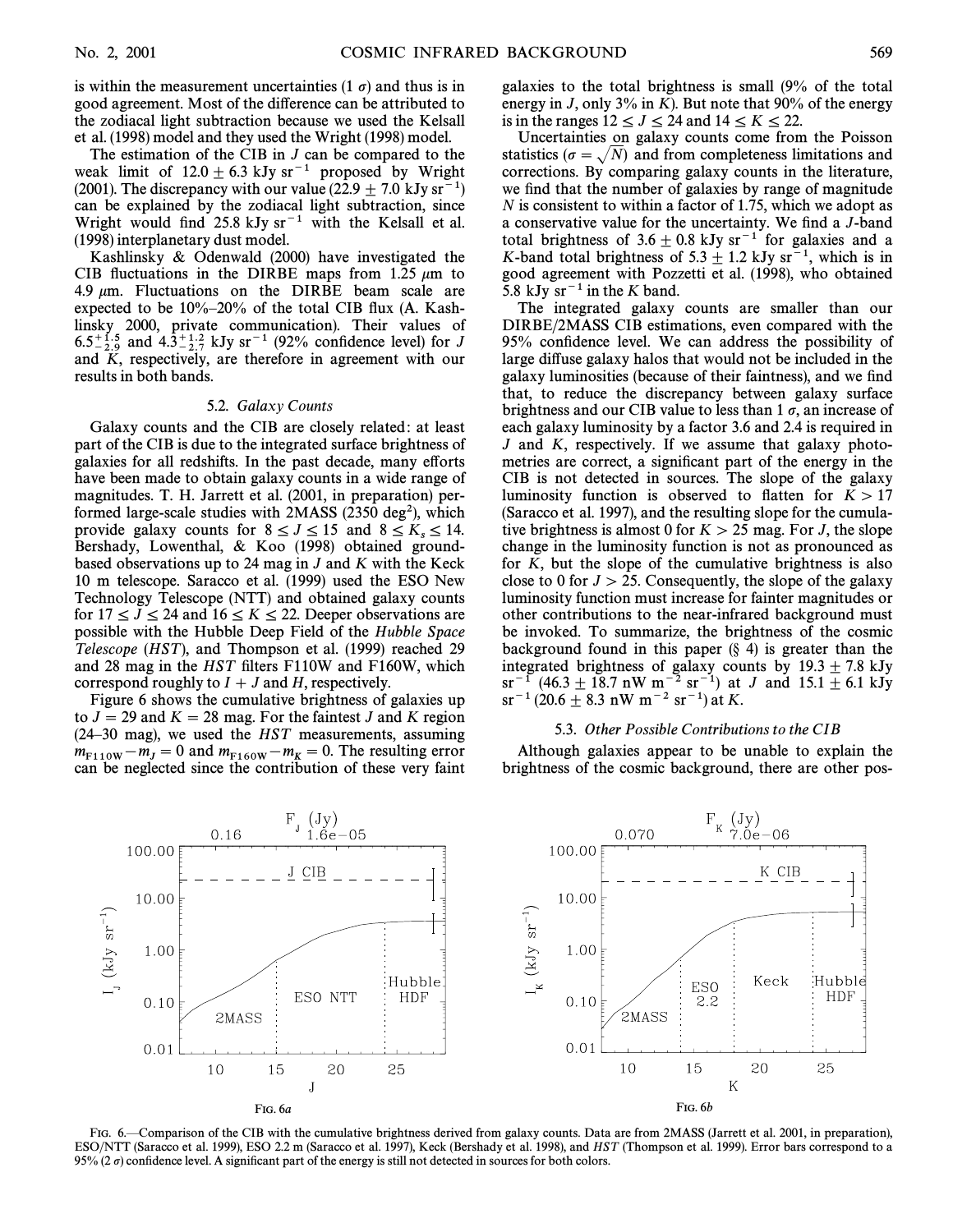is within the measurement uncertainties (1 $\sigma$) and thus is in good agreement. Most of the difference can be attributed to the zodiacal light subtraction because we used the Kelsall et al. (1998) model and they used the Wright (1998) model.

The estimation of the CIB in $J$ can be compared to the weak limit of $12.0 \pm 6.3$ kJy sr$^{-1}$ proposed by Wright (2001). The discrepancy with our value ($22.9 \pm 7.0$ kJy sr$^{-1}$) can be explained by the zodiacal light subtraction, since Wright would find 25.8 kJy sr$^{-1}$ with the Kelsall et al. (1998) interplanetary dust model.

Kashlinsky & Odenwald (2000) have investigated the CIB fluctuations in the DIRBE maps from 1.25 $\mu$m to 4.9 $\mu$m. Fluctuations on the DIRBE beam scale are expected to be 10%–20% of the total CIB flux (A. Kashlinsky 2000, private communication). Their values of $6.5^{+1.5}_{-2.9}$ and $4.3^{+1.2}_{-2.7}$ kJy sr$^{-1}$ (92% confidence level) for $J$ and $K$, respectively, are therefore in agreement with our results in both bands.

### 5.2. *Galaxy Counts*

Galaxy counts and the CIB are closely related: at least part of the CIB is due to the integrated surface brightness of galaxies for all redshifts. In the past decade, many efforts have been made to obtain galaxy counts in a wide range of magnitudes. T. H. Jarrett et al. (2001, in preparation) performed large-scale studies with 2MASS (2350 deg$^2$), which provide galaxy counts for $8 \leq J \leq 15$ and $8 \leq K_s \leq 14$. Bershady, Lowenthal, & Koo (1998) obtained ground-based observations up to 24 mag in $J$ and $K$ with the Keck 10 m telescope. Saracco et al. (1999) used the ESO New Technology Telescope (NTT) and obtained galaxy counts for $17 \leq J \leq 24$ and $16 \leq K \leq 22$. Deeper observations are possible with the Hubble Deep Field of the *Hubble Space Telescope* (*HST*), and Thompson et al. (1999) reached 29 and 28 mag in the *HST* filters F110W and F160W, which correspond roughly to $I + J$ and $H$, respectively.

Figure 6 shows the cumulative brightness of galaxies up to $J = 29$ and $K = 28$ mag. For the faintest $J$ and $K$ region (24–30 mag), we used the *HST* measurements, assuming $m_{\rm F110W} - m_J = 0$ and $m_{\rm F160W} - m_K = 0$. The resulting error can be neglected since the contribution of these very faint galaxies to the total brightness is small (9% of the total energy in $J$, only 3% in $K$). But note that 90% of the energy is in the ranges $12 \leq J \leq 24$ and $14 \leq K \leq 22$.

Uncertainties on galaxy counts come from the Poisson statistics ($\sigma = \sqrt{N}$) and from completeness limitations and corrections. By comparing galaxy counts in the literature, we find that the number of galaxies by range of magnitude $N$ is consistent to within a factor of 1.75, which we adopt as a conservative value for the uncertainty. We find a $J$-band total brightness of $3.6 \pm 0.8$ kJy sr$^{-1}$ for galaxies and a $K$-band total brightness of $5.3 \pm 1.2$ kJy sr$^{-1}$, which is in good agreement with Pozzetti et al. (1998), who obtained 5.8 kJy sr$^{-1}$ in the $K$ band.

The integrated galaxy counts are smaller than our DIRBE/2MASS CIB estimations, even compared with the 95% confidence level. We can address the possibility of large diffuse galaxy halos that would not be included in the galaxy luminosities (because of their faintness), and we find that, to reduce the discrepancy between galaxy surface brightness and our CIB value to less than 1 $\sigma$, an increase of each galaxy luminosity by a factor 3.6 and 2.4 is required in $J$ and $K$, respectively. If we assume that galaxy photometries are correct, a significant part of the energy in the CIB is not detected in sources. The slope of the galaxy luminosity function is observed to flatten for $K > 17$ (Saracco et al. 1997), and the resulting slope for the cumulative brightness is almost 0 for the $K > 25$ mag. For $J$, the slope change in the luminosity function is not as pronounced as for $K$, but the slope of the cumulative brightness is also close to 0 for $J > 25$. Consequently, the slope of the galaxy luminosity function must increase for fainter magnitudes or other contributions to the near-infrared background must be invoked. To summarize, the brightness of the cosmic background found in this paper (§ 4) is greater than the integrated brightness of galaxy counts by $19.3 \pm 7.8$ kJy sr$^{-1}$ ($46.3 \pm 18.7$ nW m$^{-2}$ sr$^{-1}$) at $J$ and $15.1 \pm 6.1$ kJy sr$^{-1}$ ($20.6 \pm 8.3$ nW m$^{-2}$ sr$^{-1}$) at $K$.

### 5.3. *Other Possible Contributions to the CIB*

Although galaxies appear to be unable to explain the brightness of the cosmic background, there are other pos-

FIG. 6a

FIG. 6b

FIG. 6.—Comparison of the CIB with the cumulative brightness derived from galaxy counts. Data are from 2MASS (Jarrett et al. 2001, in preparation), ESO/NTT (Saracco et al. 1999), ESO 2.2 m (Saracco et al. 1997), Keck (Bershady et al. 1998), and *HST* (Thompson et al. 1999). Error bars correspond to a 95% (2 $\sigma$) confidence level. A significant part of the energy is still not detected in sources for both colors.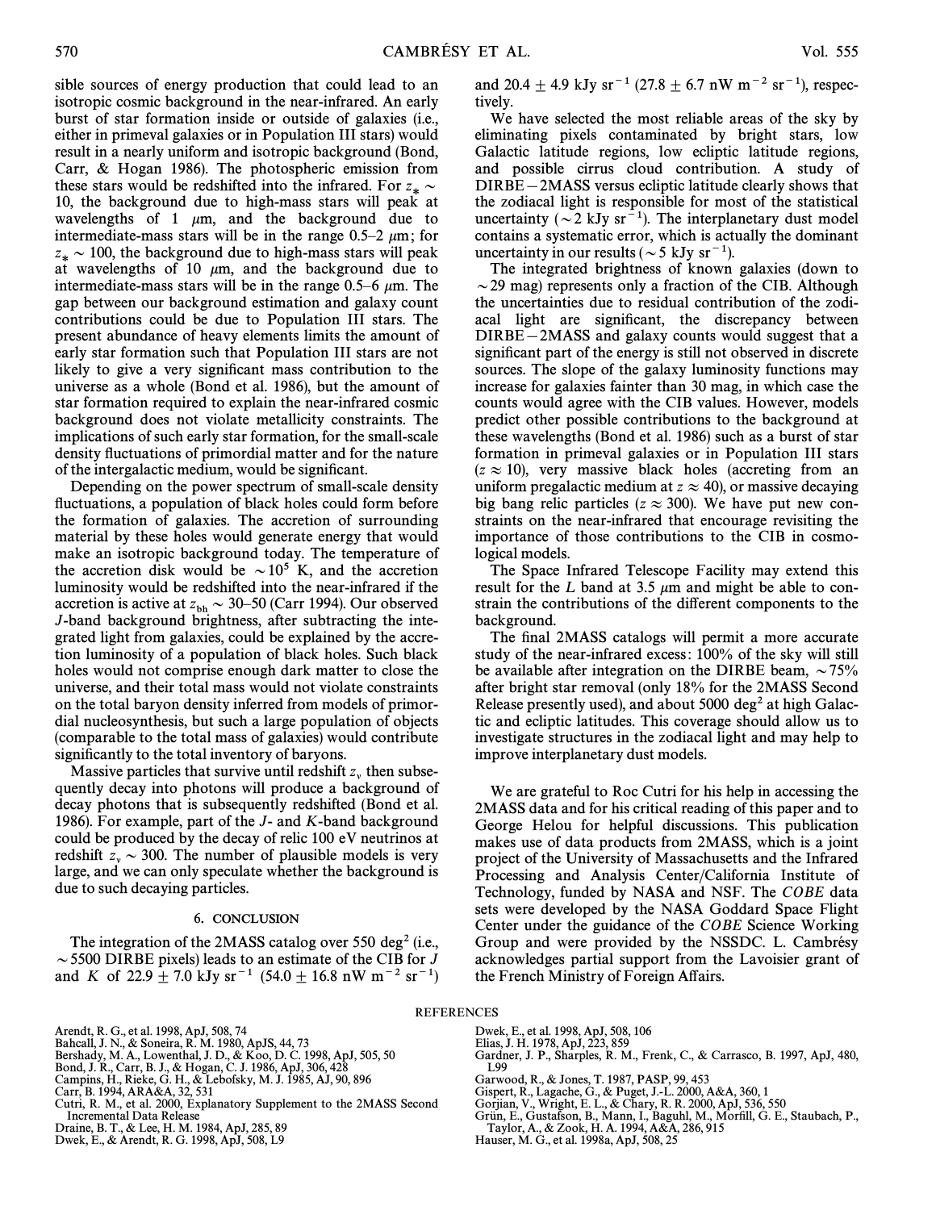sible sources of energy production that could lead to an isotropic cosmic background in the near-infrared. An early burst of star formation inside or outside of galaxies (i.e., either in primeval galaxies or in Population III stars) would result in a nearly uniform and isotropic background (Bond, Carr, & Hogan 1986). The photospheric emission from these stars would be redshifted into the infrared. For $z_* \sim 10$, the background due to high-mass stars will peak at wavelengths of 1 $\mu$m, and the background due to intermediate-mass stars will be in the range 0.5–2 $\mu$m; for $z_* \sim 100$, the background due to high-mass stars will peak at wavelengths of 10 $\mu$m, and the background due to intermediate-mass stars will be in the range 0.5–6 $\mu$m. The gap between our background estimation and galaxy count contributions could be due to Population III stars. The present abundance of heavy elements limits the amount of early star formation such that Population III stars are not likely to give a very significant mass contribution to the universe as a whole (Bond et al. 1986), but the amount of star formation required to explain the near-infrared cosmic background does not violate metallicity constraints. The implications of such early star formation, for the small-scale density fluctuations of primordial matter and for the nature of the intergalactic medium, would be significant.

Depending on the power spectrum of small-scale density fluctuations, a population of black holes could form before the formation of galaxies. The accretion of surrounding material by these holes would generate energy that would make an isotropic background today. The temperature of the accretion disk would be $\sim 10^5$ K, and the accretion luminosity would be redshifted into the near-infrared if the accretion is active at $z_{\rm bh} \sim 30$–$50$ (Carr 1994). Our observed $J$-band background brightness, after subtracting the integrated light from galaxies, could be explained by the accretion luminosity of a population of black holes. Such black holes would not comprise enough dark matter to close the universe, and their total mass would not violate constraints on the total baryon density inferred from models of primordial nucleosynthesis, but such a large population of objects (comparable to the total mass of galaxies) would contribute significantly to the total inventory of baryons.

Massive particles that survive until redshift $z_\nu$ then subsequently decay into photons will produce a background of decay photons that is subsequently redshifted (Bond et al. 1986). For example, part of the $J$- and $K$-band background could be produced by the decay of relic 100 eV neutrinos at redshift $z_\nu \sim 300$. The number of plausible models is very large, and we can only speculate whether the background is due to such decaying particles.

## 6. CONCLUSION

The integration of the 2MASS catalog over 550 deg$^2$ (i.e., $\sim$5500 DIRBE pixels) leads to an estimate of the CIB for $J$ and $K$ of $22.9 \pm 7.0$ kJy sr$^{-1}$ ($54.0 \pm 16.8$ nW m$^{-2}$ sr$^{-1}$) and $20.4 \pm 4.9$ kJy sr$^{-1}$ ($27.8 \pm 6.7$ nW m$^{-2}$ sr$^{-1}$), respectively.

We have selected the most reliable areas of the sky by eliminating pixels contaminated by bright stars, low Galactic latitude regions, low ecliptic latitude regions, and possible cirrus cloud contribution. A study of DIRBE−2MASS versus ecliptic latitude clearly shows that the zodiacal light is responsible for most of the statistical uncertainty ($\sim$2 kJy sr$^{-1}$). The interplanetary dust model contains a systematic error, which is actually the dominant uncertainty in our results ($\sim$5 kJy sr$^{-1}$).

The integrated brightness of known galaxies (down to $\sim$29 mag) represents only a fraction of the CIB. Although the uncertainties due to residual contribution of the zodiacal light are significant, the discrepancy between DIRBE−2MASS and galaxy counts would suggest that a significant part of the energy is still not observed in discrete sources. The slope of the galaxy luminosity functions may increase for galaxies fainter than 30 mag, in which case the counts would agree with the CIB values. However, models predict other possible contributions to the background at these wavelengths (Bond et al. 1986) such as a burst of star formation in primeval galaxies or in Population III stars ($z \approx 10$), very massive black holes (accreting from an uniform pregalactic medium at $z \approx 40$), or massive decaying big bang relic particles ($z \approx 300$). We have put new constraints on the near-infrared that encourage revisiting the importance of those contributions to the CIB in cosmological models.

The Space Infrared Telescope Facility may extend this result for the $L$ band at 3.5 $\mu$m and might be able to constrain the contributions of the different components to the background.

The final 2MASS catalogs will permit a more accurate study of the near-infrared excess: 100% of the sky will still be available after integration on the DIRBE beam, $\sim$75% after bright star removal (only 18% for the 2MASS Second Release presently used), and about 5000 deg$^2$ at high Galactic and ecliptic latitudes. This coverage should allow us to investigate structures in the zodiacal light and may help to improve interplanetary dust models.

We are grateful to Roc Cutri for his help in accessing the 2MASS data and for his critical reading of this paper and to George Helou for helpful discussions. This publication makes use of data products from 2MASS, which is a joint project of the University of Massachusetts and the Infrared Processing and Analysis Center/California Institute of Technology, funded by NASA and NSF. The *COBE* data sets were developed by the NASA Goddard Space Flight Center under the guidance of the *COBE* Science Working Group and were provided by the NSSDC. L. Cambrésy acknowledges partial support from the Lavoisier grant of the French Ministry of Foreign Affairs.

## REFERENCES

Arendt, R. G., et al. 1998, ApJ, 508, 74
Bahcall, J. N., & Soneira, R. M. 1980, ApJS, 44, 73
Bershady, M. A., Lowenthal, J. D., & Koo, D. C. 1998, ApJ, 505, 50
Bond, J. R., Carr, B. J., & Hogan, C. J. 1986, ApJ, 306, 428
Campins, H., Rieke, G. H., & Lebofsky, M. J. 1985, AJ, 90, 896
Carr, B. 1994, ARA&A, 32, 531
Cutri, R. M., et al. 2000, Explanatory Supplement to the 2MASS Second Incremental Data Release
Draine, B. T., & Lee, H. M. 1984, ApJ, 285, 89
Dwek, E., & Arendt, R. G. 1998, ApJ, 508, L9
Dwek, E., et al. 1998, ApJ, 508, 106
Elias, J. H. 1978, ApJ, 223, 859
Gardner, J. P., Sharples, R. M., Frenk, C., & Carrasco, B. 1997, ApJ, 480, L99
Garwood, R., & Jones, T. 1987, PASP, 99, 453
Gispert, R., Lagache, G., & Puget, J.-L. 2000, A&A, 360, 1
Gorjian, V., Wright, E. L., & Chary, R. R. 2000, ApJ, 536, 550
Grün, E., Gustafson, B., Mann, I., Baguhl, M., Morfill, G. E., Staubach, P., Taylor, A., & Zook, H. A. 1994, A&A, 286, 915
Hauser, M. G., et al. 1998a, ApJ, 508, 25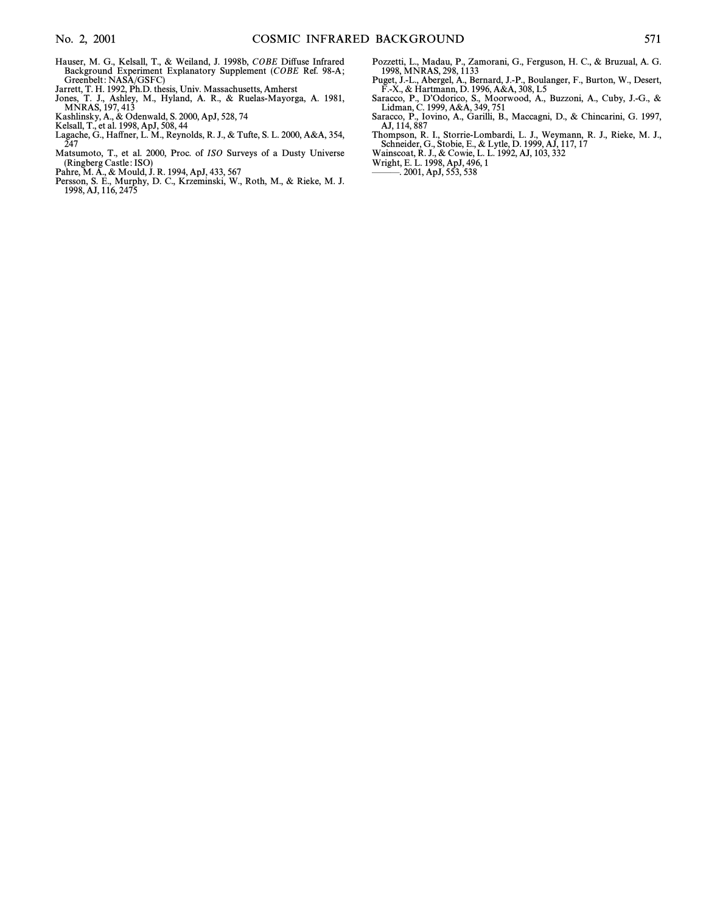Hauser, M. G., Kelsall, T., & Weiland, J. 1998b, *COBE* Diffuse Infrared Background Experiment Explanatory Supplement (*COBE* Ref. 98-A; Greenbelt: NASA/GSFC)

Jarrett, T. H. 1992, Ph.D. thesis, Univ. Massachusetts, Amherst

Jones, T. J., Ashley, M., Hyland, A. R., & Ruelas-Mayorga, A. 1981, MNRAS, 197, 413

Kashlinsky, A., & Odenwald, S. 2000, ApJ, 528, 74

Kelsall, T., et al. 1998, ApJ, 508, 44

Lagache, G., Haffner, L. M., Reynolds, R. J., & Tufte, S. L. 2000, A&A, 354, 247

Matsumoto, T., et al. 2000, Proc. of *ISO* Surveys of a Dusty Universe (Ringberg Castle: ISO)

Pahre, M. A., & Mould, J. R. 1994, ApJ, 433, 567

Persson, S. E., Murphy, D. C., Krzeminski, W., Roth, M., & Rieke, M. J. 1998, AJ, 116, 2475

Pozzetti, L., Madau, P., Zamorani, G., Ferguson, H. C., & Bruzual, A. G. 1998, MNRAS, 298, 1133

Puget, J.-L., Abergel, A., Bernard, J.-P., Boulanger, F., Burton, W., Desert, F.-X., & Hartmann, D. 1996, A&A, 308, L5

Saracco, P., D'Odorico, S., Moorwood, A., Buzzoni, A., Cuby, J.-G., & Lidman, C. 1999, A&A, 349, 751

Saracco, P., Iovino, A., Garilli, B., Maccagni, D., & Chincarini, G. 1997, AJ, 114, 887

Thompson, R. I., Storrie-Lombardi, L. J., Weymann, R. J., Rieke, M. J., Schneider, G., Stobie, E., & Lytle, D. 1999, AJ, 117, 17

Wainscoat, R. J., & Cowie, L. L. 1992, AJ, 103, 332

Wright, E. L. 1998, ApJ, 496, 1

———. 2001, ApJ, 553, 538